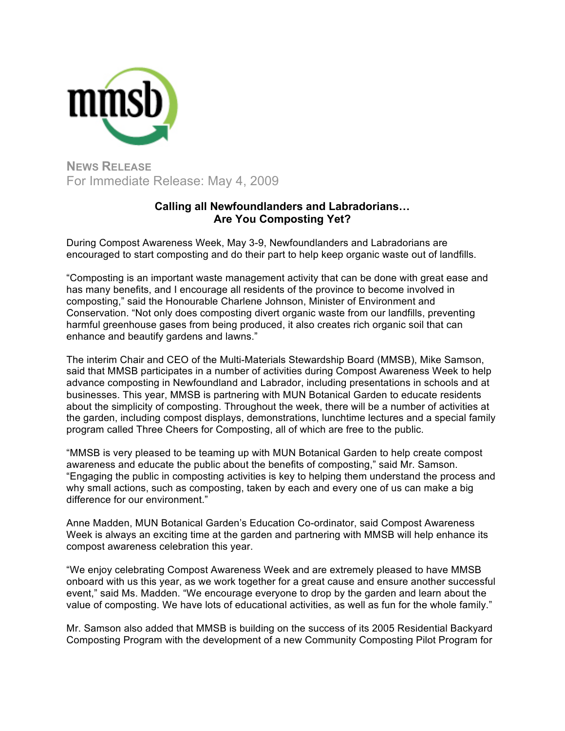mmsb

**NEWS RELEASE**

For Immediate Release: May 4, 2009

## Calling all Newfoundlanders and Labradorians… Are You Composting Yet?

During Compost Awareness Week, May 3-9, Newfoundlanders and Labradorians are encouraged to start composting and do their part to help keep organic waste out of landfills.

"Composting is an important waste management activity that can be done with great ease and has many benefits, and I encourage all residents of the province to become involved in composting," said the Honourable Charlene Johnson, Minister of Environment and Conservation. "Not only does composting divert organic waste from our landfills, preventing harmful greenhouse gases from being produced, it also creates rich organic soil that can enhance and beautify gardens and lawns."

The interim Chair and CEO of the Multi-Materials Stewardship Board (MMSB), Mike Samson, said that MMSB participates in a number of activities during Compost Awareness Week to help advance composting in Newfoundland and Labrador, including presentations in schools and at businesses. This year, MMSB is partnering with MUN Botanical Garden to educate residents about the simplicity of composting. Throughout the week, there will be a number of activities at the garden, including compost displays, demonstrations, lunchtime lectures and a special family program called Three Cheers for Composting, all of which are free to the public.

"MMSB is very pleased to be teaming up with MUN Botanical Garden to help create compost awareness and educate the public about the benefits of composting," said Mr. Samson. "Engaging the public in composting activities is key to helping them understand the process and why small actions, such as composting, taken by each and every one of us can make a big difference for our environment."

Anne Madden, MUN Botanical Garden's Education Co-ordinator, said Compost Awareness Week is always an exciting time at the garden and partnering with MMSB will help enhance its compost awareness celebration this year.

"We enjoy celebrating Compost Awareness Week and are extremely pleased to have MMSB onboard with us this year, as we work together for a great cause and ensure another successful event," said Ms. Madden. "We encourage everyone to drop by the garden and learn about the value of composting. We have lots of educational activities, as well as fun for the whole family."

Mr. Samson also added that MMSB is building on the success of its 2005 Residential Backyard Composting Program with the development of a new Community Composting Pilot Program for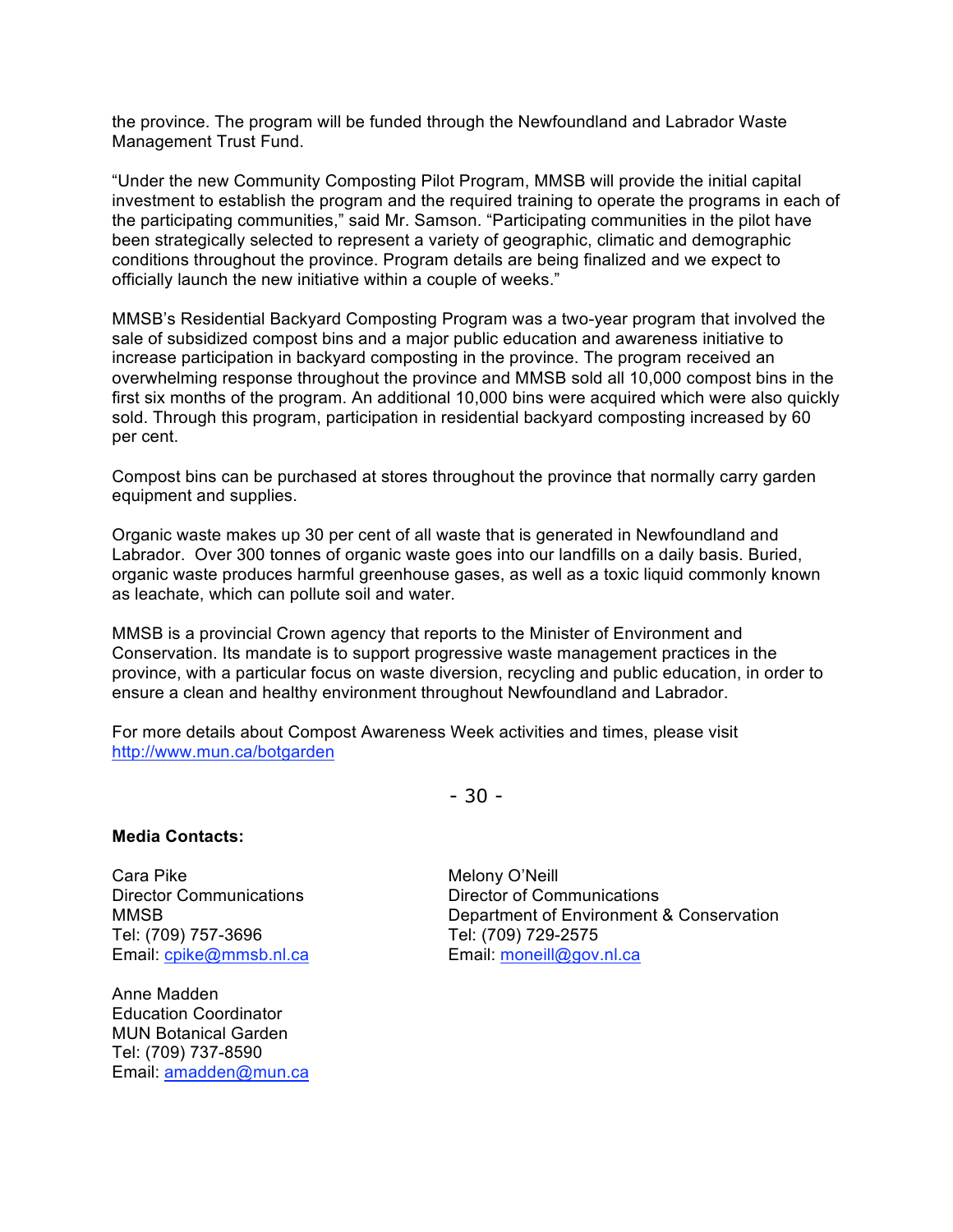the province. The program will be funded through the Newfoundland and Labrador Waste Management Trust Fund.

"Under the new Community Composting Pilot Program, MMSB will provide the initial capital investment to establish the program and the required training to operate the programs in each of the participating communities," said Mr. Samson. "Participating communities in the pilot have been strategically selected to represent a variety of geographic, climatic and demographic conditions throughout the province. Program details are being finalized and we expect to officially launch the new initiative within a couple of weeks."

MMSB's Residential Backyard Composting Program was a two-year program that involved the sale of subsidized compost bins and a major public education and awareness initiative to increase participation in backyard composting in the province. The program received an overwhelming response throughout the province and MMSB sold all 10,000 compost bins in the first six months of the program. An additional 10,000 bins were acquired which were also quickly sold. Through this program, participation in residential backyard composting increased by 60 per cent.

Compost bins can be purchased at stores throughout the province that normally carry garden equipment and supplies.

Organic waste makes up 30 per cent of all waste that is generated in Newfoundland and Labrador. Over 300 tonnes of organic waste goes into our landfills on a daily basis. Buried, organic waste produces harmful greenhouse gases, as well as a toxic liquid commonly known as leachate, which can pollute soil and water.

MMSB is a provincial Crown agency that reports to the Minister of Environment and Conservation. Its mandate is to support progressive waste management practices in the province, with a particular focus on waste diversion, recycling and public education, in order to ensure a clean and healthy environment throughout Newfoundland and Labrador.

For more details about Compost Awareness Week activities and times, please visit http://www.mun.ca/botgarden

- 30 -

**Media Contacts:**

Cara Pike
Director Communications
MMSB
Tel: (709) 757-3696
Email: cpike@mmsb.nl.ca

Melony O'Neill
Director of Communications
Department of Environment & Conservation
Tel: (709) 729-2575
Email: moneill@gov.nl.ca

Anne Madden
Education Coordinator
MUN Botanical Garden
Tel: (709) 737-8590
Email: amadden@mun.ca